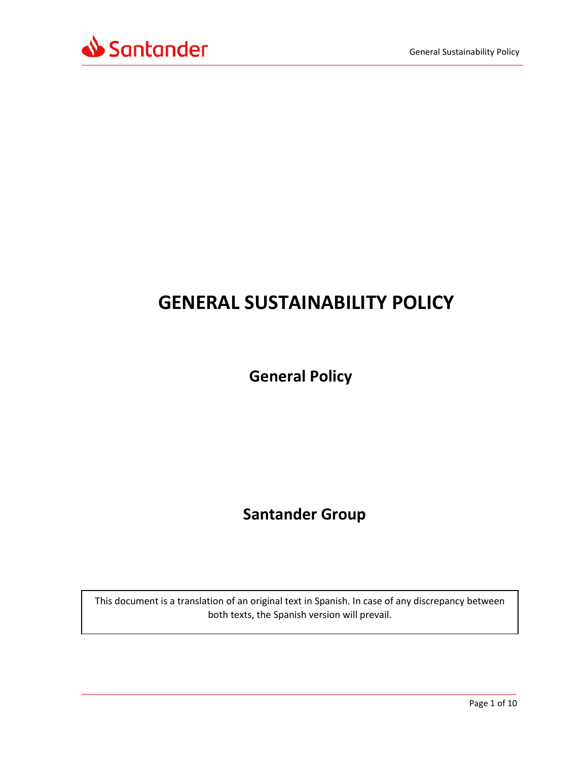# GENERAL SUSTAINABILITY POLICY

## General Policy

## Santander Group

This document is a translation of an original text in Spanish. In case of any discrepancy between both texts, the Spanish version will prevail.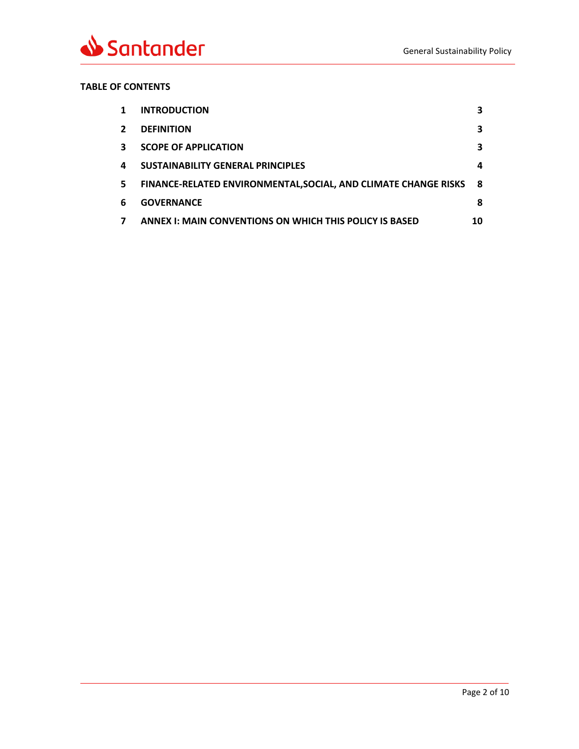**TABLE OF CONTENTS**

| | | |
|---|---|---|
| **1** | **INTRODUCTION** | **3** |
| **2** | **DEFINITION** | **3** |
| **3** | **SCOPE OF APPLICATION** | **3** |
| **4** | **SUSTAINABILITY GENERAL PRINCIPLES** | **4** |
| **5** | **FINANCE-RELATED ENVIRONMENTAL,SOCIAL, AND CLIMATE CHANGE RISKS** | **8** |
| **6** | **GOVERNANCE** | **8** |
| **7** | **ANNEX I: MAIN CONVENTIONS ON WHICH THIS POLICY IS BASED** | **10** |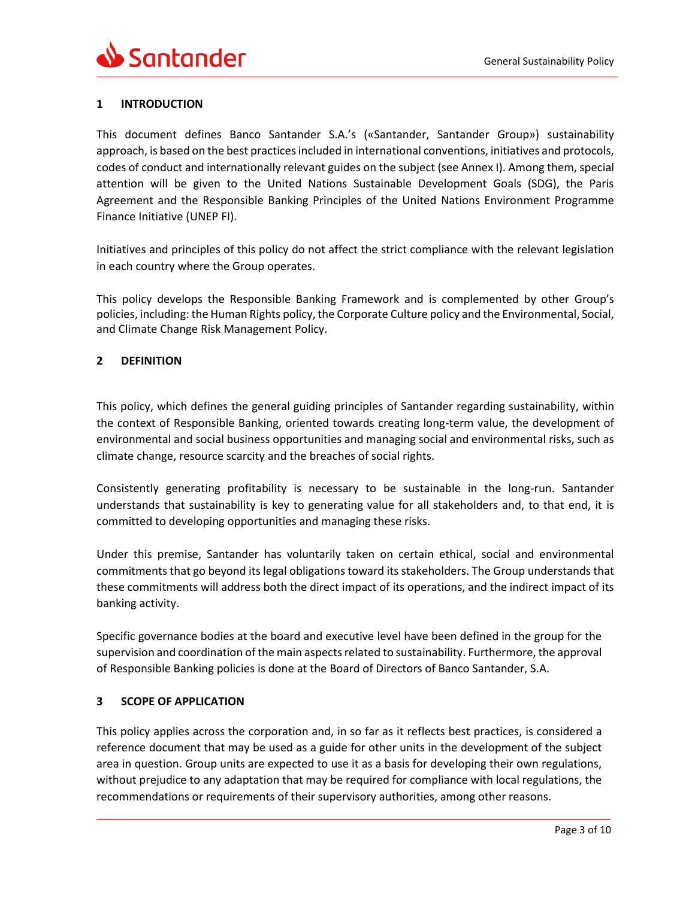## 1 INTRODUCTION

This document defines Banco Santander S.A.'s («Santander, Santander Group») sustainability approach, is based on the best practices included in international conventions, initiatives and protocols, codes of conduct and internationally relevant guides on the subject (see Annex I). Among them, special attention will be given to the United Nations Sustainable Development Goals (SDG), the Paris Agreement and the Responsible Banking Principles of the United Nations Environment Programme Finance Initiative (UNEP FI).

Initiatives and principles of this policy do not affect the strict compliance with the relevant legislation in each country where the Group operates.

This policy develops the Responsible Banking Framework and is complemented by other Group's policies, including: the Human Rights policy, the Corporate Culture policy and the Environmental, Social, and Climate Change Risk Management Policy.

## 2 DEFINITION

This policy, which defines the general guiding principles of Santander regarding sustainability, within the context of Responsible Banking, oriented towards creating long-term value, the development of environmental and social business opportunities and managing social and environmental risks, such as climate change, resource scarcity and the breaches of social rights.

Consistently generating profitability is necessary to be sustainable in the long-run. Santander understands that sustainability is key to generating value for all stakeholders and, to that end, it is committed to developing opportunities and managing these risks.

Under this premise, Santander has voluntarily taken on certain ethical, social and environmental commitments that go beyond its legal obligations toward its stakeholders. The Group understands that these commitments will address both the direct impact of its operations, and the indirect impact of its banking activity.

Specific governance bodies at the board and executive level have been defined in the group for the supervision and coordination of the main aspects related to sustainability. Furthermore, the approval of Responsible Banking policies is done at the Board of Directors of Banco Santander, S.A.

## 3 SCOPE OF APPLICATION

This policy applies across the corporation and, in so far as it reflects best practices, is considered a reference document that may be used as a guide for other units in the development of the subject area in question. Group units are expected to use it as a basis for developing their own regulations, without prejudice to any adaptation that may be required for compliance with local regulations, the recommendations or requirements of their supervisory authorities, among other reasons.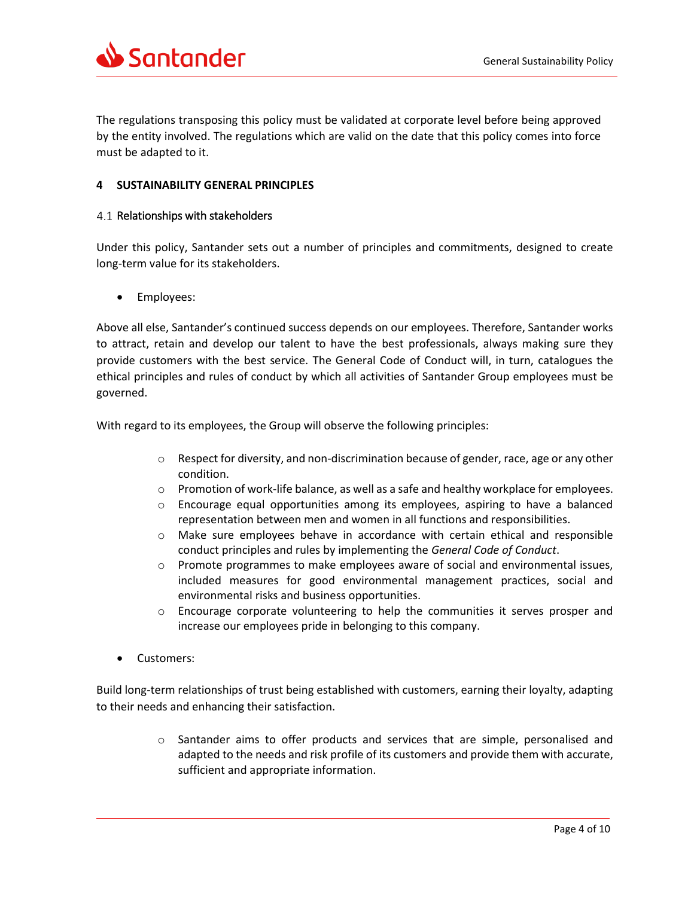The regulations transposing this policy must be validated at corporate level before being approved by the entity involved. The regulations which are valid on the date that this policy comes into force must be adapted to it.

## 4 SUSTAINABILITY GENERAL PRINCIPLES

### 4.1 Relationships with stakeholders

Under this policy, Santander sets out a number of principles and commitments, designed to create long-term value for its stakeholders.

- Employees:

Above all else, Santander's continued success depends on our employees. Therefore, Santander works to attract, retain and develop our talent to have the best professionals, always making sure they provide customers with the best service. The General Code of Conduct will, in turn, catalogues the ethical principles and rules of conduct by which all activities of Santander Group employees must be governed.

With regard to its employees, the Group will observe the following principles:

- Respect for diversity, and non-discrimination because of gender, race, age or any other condition.
- Promotion of work-life balance, as well as a safe and healthy workplace for employees.
- Encourage equal opportunities among its employees, aspiring to have a balanced representation between men and women in all functions and responsibilities.
- Make sure employees behave in accordance with certain ethical and responsible conduct principles and rules by implementing the *General Code of Conduct*.
- Promote programmes to make employees aware of social and environmental issues, included measures for good environmental management practices, social and environmental risks and business opportunities.
- Encourage corporate volunteering to help the communities it serves prosper and increase our employees pride in belonging to this company.

- Customers:

Build long-term relationships of trust being established with customers, earning their loyalty, adapting to their needs and enhancing their satisfaction.

- Santander aims to offer products and services that are simple, personalised and adapted to the needs and risk profile of its customers and provide them with accurate, sufficient and appropriate information.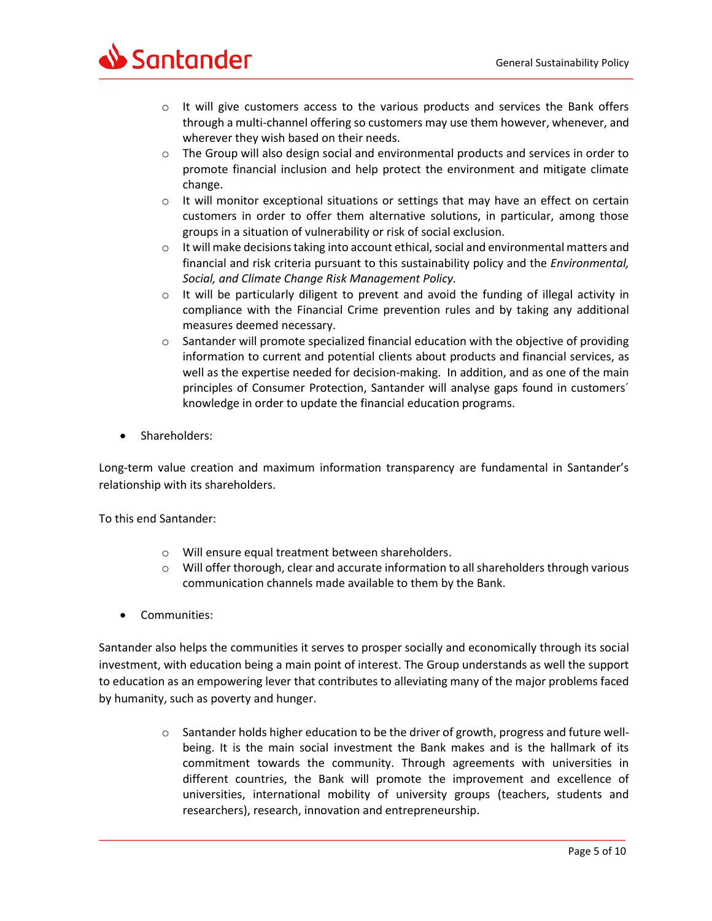- It will give customers access to the various products and services the Bank offers through a multi-channel offering so customers may use them however, whenever, and wherever they wish based on their needs.
  - The Group will also design social and environmental products and services in order to promote financial inclusion and help protect the environment and mitigate climate change.
  - It will monitor exceptional situations or settings that may have an effect on certain customers in order to offer them alternative solutions, in particular, among those groups in a situation of vulnerability or risk of social exclusion.
  - It will make decisions taking into account ethical, social and environmental matters and financial and risk criteria pursuant to this sustainability policy and the *Environmental, Social, and Climate Change Risk Management Policy.*
  - It will be particularly diligent to prevent and avoid the funding of illegal activity in compliance with the Financial Crime prevention rules and by taking any additional measures deemed necessary.
  - Santander will promote specialized financial education with the objective of providing information to current and potential clients about products and financial services, as well as the expertise needed for decision-making. In addition, and as one of the main principles of Consumer Protection, Santander will analyse gaps found in customers´ knowledge in order to update the financial education programs.

- Shareholders:

Long-term value creation and maximum information transparency are fundamental in Santander's relationship with its shareholders.

To this end Santander:

  - Will ensure equal treatment between shareholders.
  - Will offer thorough, clear and accurate information to all shareholders through various communication channels made available to them by the Bank.

- Communities:

Santander also helps the communities it serves to prosper socially and economically through its social investment, with education being a main point of interest. The Group understands as well the support to education as an empowering lever that contributes to alleviating many of the major problems faced by humanity, such as poverty and hunger.

  - Santander holds higher education to be the driver of growth, progress and future well-being. It is the main social investment the Bank makes and is the hallmark of its commitment towards the community. Through agreements with universities in different countries, the Bank will promote the improvement and excellence of universities, international mobility of university groups (teachers, students and researchers), research, innovation and entrepreneurship.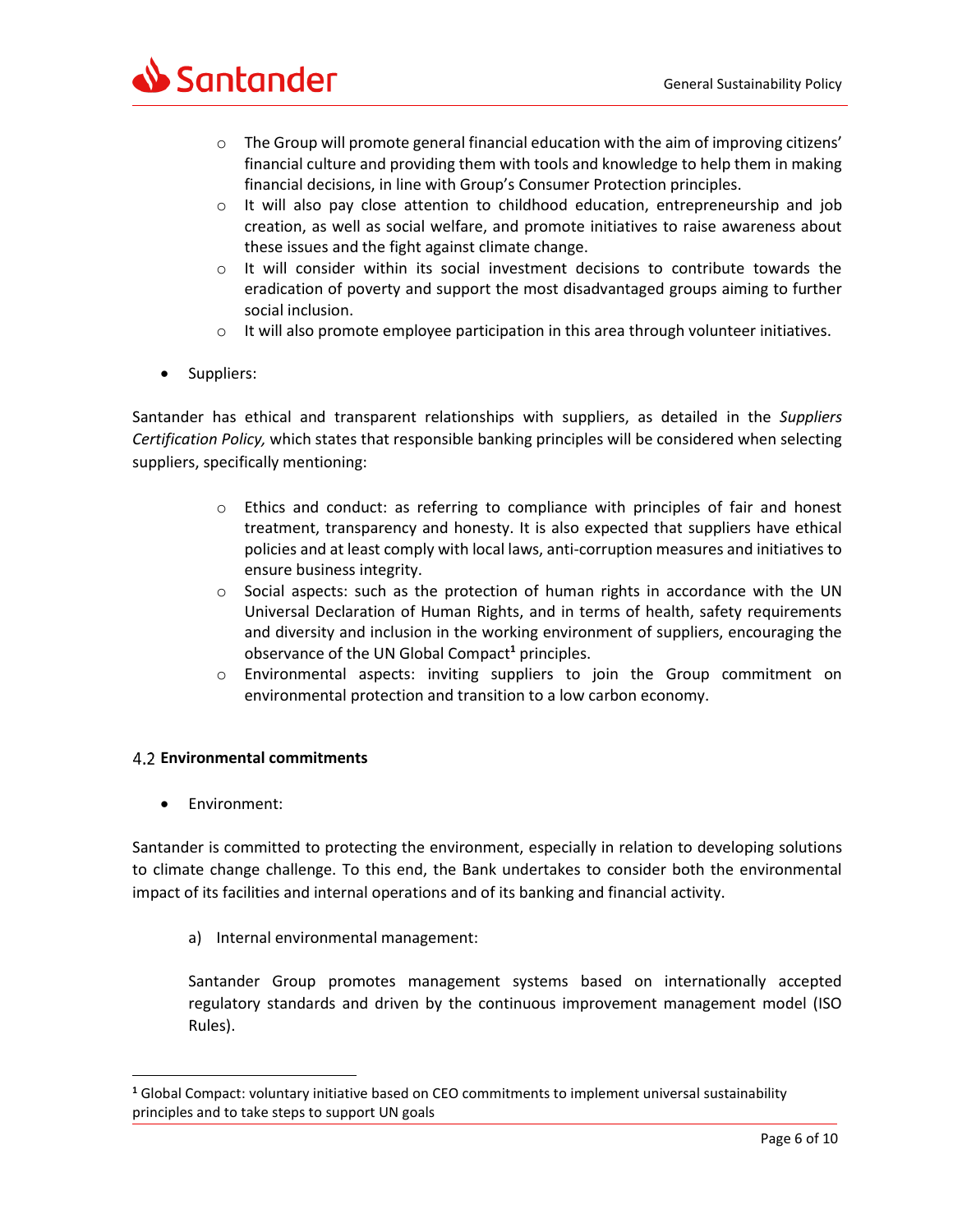- The Group will promote general financial education with the aim of improving citizens' financial culture and providing them with tools and knowledge to help them in making financial decisions, in line with Group's Consumer Protection principles.
- It will also pay close attention to childhood education, entrepreneurship and job creation, as well as social welfare, and promote initiatives to raise awareness about these issues and the fight against climate change.
- It will consider within its social investment decisions to contribute towards the eradication of poverty and support the most disadvantaged groups aiming to further social inclusion.
- It will also promote employee participation in this area through volunteer initiatives.

- Suppliers:

Santander has ethical and transparent relationships with suppliers, as detailed in the *Suppliers Certification Policy,* which states that responsible banking principles will be considered when selecting suppliers, specifically mentioning:

- Ethics and conduct: as referring to compliance with principles of fair and honest treatment, transparency and honesty. It is also expected that suppliers have ethical policies and at least comply with local laws, anti-corruption measures and initiatives to ensure business integrity.
- Social aspects: such as the protection of human rights in accordance with the UN Universal Declaration of Human Rights, and in terms of health, safety requirements and diversity and inclusion in the working environment of suppliers, encouraging the observance of the UN Global Compact[1] principles.
- Environmental aspects: inviting suppliers to join the Group commitment on environmental protection and transition to a low carbon economy.

### 4.2 Environmental commitments

- Environment:

Santander is committed to protecting the environment, especially in relation to developing solutions to climate change challenge. To this end, the Bank undertakes to consider both the environmental impact of its facilities and internal operations and of its banking and financial activity.

a) Internal environmental management:

Santander Group promotes management systems based on internationally accepted regulatory standards and driven by the continuous improvement management model (ISO Rules).

[1] Global Compact: voluntary initiative based on CEO commitments to implement universal sustainability principles and to take steps to support UN goals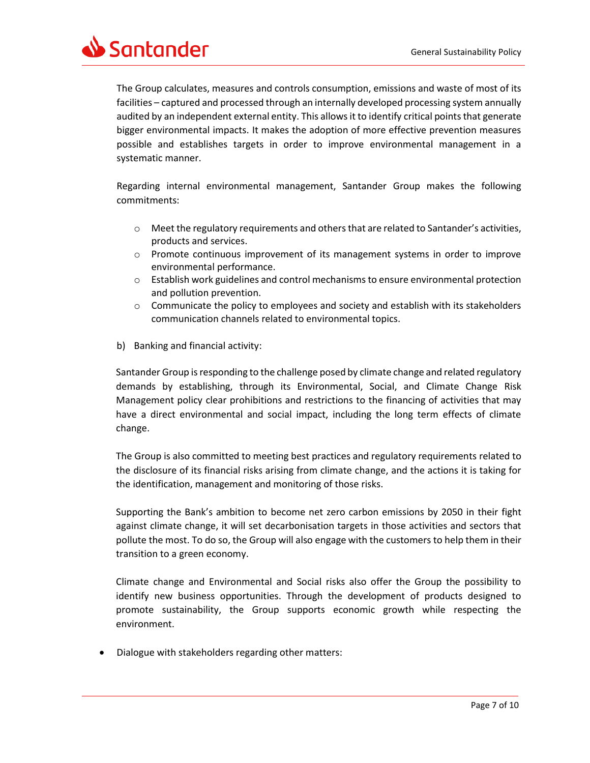The Group calculates, measures and controls consumption, emissions and waste of most of its facilities – captured and processed through an internally developed processing system annually audited by an independent external entity. This allows it to identify critical points that generate bigger environmental impacts. It makes the adoption of more effective prevention measures possible and establishes targets in order to improve environmental management in a systematic manner.

Regarding internal environmental management, Santander Group makes the following commitments:

- Meet the regulatory requirements and others that are related to Santander's activities, products and services.
- Promote continuous improvement of its management systems in order to improve environmental performance.
- Establish work guidelines and control mechanisms to ensure environmental protection and pollution prevention.
- Communicate the policy to employees and society and establish with its stakeholders communication channels related to environmental topics.

b) Banking and financial activity:

Santander Group is responding to the challenge posed by climate change and related regulatory demands by establishing, through its Environmental, Social, and Climate Change Risk Management policy clear prohibitions and restrictions to the financing of activities that may have a direct environmental and social impact, including the long term effects of climate change.

The Group is also committed to meeting best practices and regulatory requirements related to the disclosure of its financial risks arising from climate change, and the actions it is taking for the identification, management and monitoring of those risks.

Supporting the Bank's ambition to become net zero carbon emissions by 2050 in their fight against climate change, it will set decarbonisation targets in those activities and sectors that pollute the most. To do so, the Group will also engage with the customers to help them in their transition to a green economy.

Climate change and Environmental and Social risks also offer the Group the possibility to identify new business opportunities. Through the development of products designed to promote sustainability, the Group supports economic growth while respecting the environment.

- Dialogue with stakeholders regarding other matters: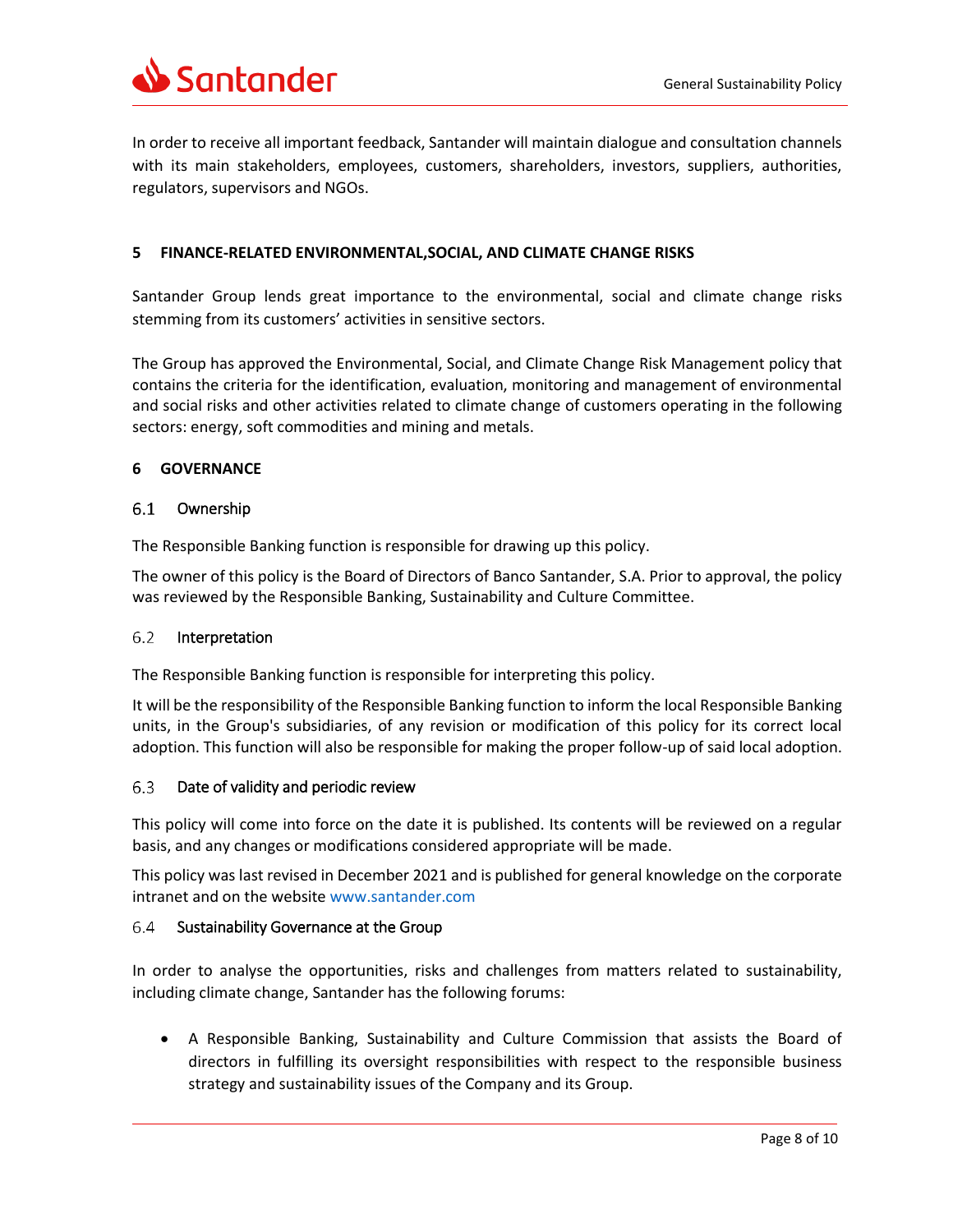In order to receive all important feedback, Santander will maintain dialogue and consultation channels with its main stakeholders, employees, customers, shareholders, investors, suppliers, authorities, regulators, supervisors and NGOs.

## 5 FINANCE-RELATED ENVIRONMENTAL,SOCIAL, AND CLIMATE CHANGE RISKS

Santander Group lends great importance to the environmental, social and climate change risks stemming from its customers' activities in sensitive sectors.

The Group has approved the Environmental, Social, and Climate Change Risk Management policy that contains the criteria for the identification, evaluation, monitoring and management of environmental and social risks and other activities related to climate change of customers operating in the following sectors: energy, soft commodities and mining and metals.

## 6 GOVERNANCE

### 6.1 Ownership

The Responsible Banking function is responsible for drawing up this policy.

The owner of this policy is the Board of Directors of Banco Santander, S.A. Prior to approval, the policy was reviewed by the Responsible Banking, Sustainability and Culture Committee.

### 6.2 Interpretation

The Responsible Banking function is responsible for interpreting this policy.

It will be the responsibility of the Responsible Banking function to inform the local Responsible Banking units, in the Group's subsidiaries, of any revision or modification of this policy for its correct local adoption. This function will also be responsible for making the proper follow-up of said local adoption.

### 6.3 Date of validity and periodic review

This policy will come into force on the date it is published. Its contents will be reviewed on a regular basis, and any changes or modifications considered appropriate will be made.

This policy was last revised in December 2021 and is published for general knowledge on the corporate intranet and on the website www.santander.com

### 6.4 Sustainability Governance at the Group

In order to analyse the opportunities, risks and challenges from matters related to sustainability, including climate change, Santander has the following forums:

- A Responsible Banking, Sustainability and Culture Commission that assists the Board of directors in fulfilling its oversight responsibilities with respect to the responsible business strategy and sustainability issues of the Company and its Group.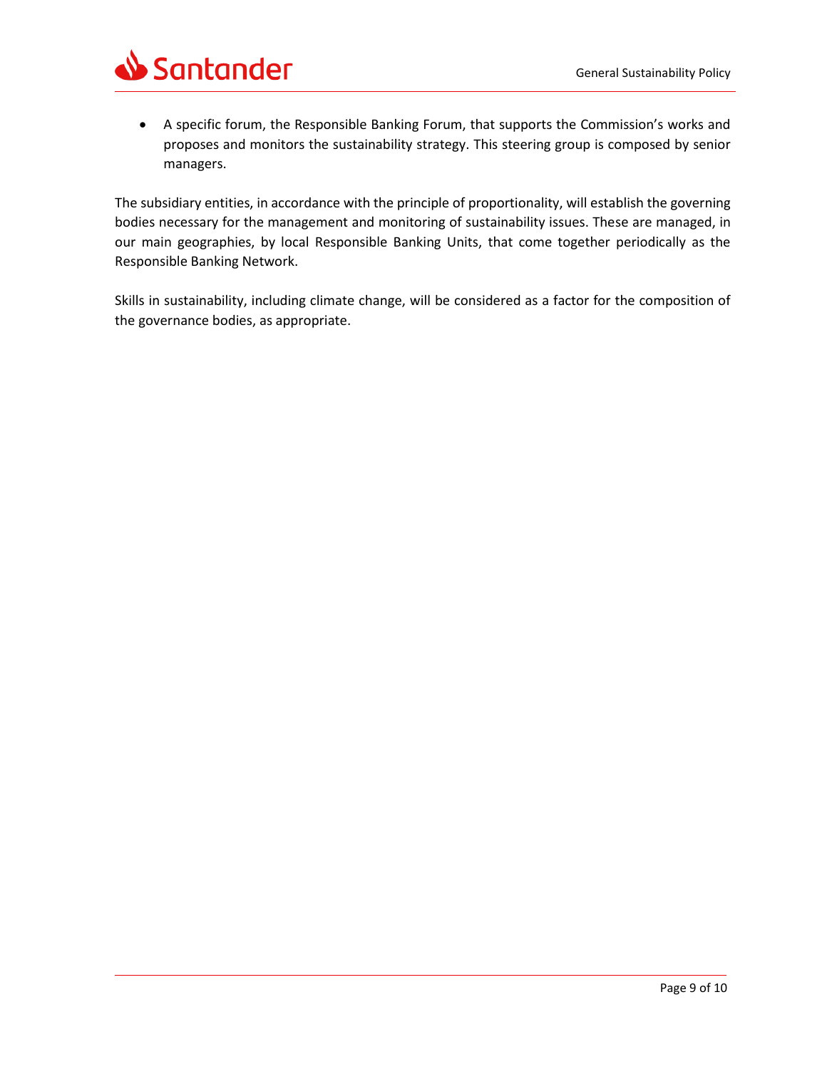- A specific forum, the Responsible Banking Forum, that supports the Commission's works and proposes and monitors the sustainability strategy. This steering group is composed by senior managers.

The subsidiary entities, in accordance with the principle of proportionality, will establish the governing bodies necessary for the management and monitoring of sustainability issues. These are managed, in our main geographies, by local Responsible Banking Units, that come together periodically as the Responsible Banking Network.

Skills in sustainability, including climate change, will be considered as a factor for the composition of the governance bodies, as appropriate.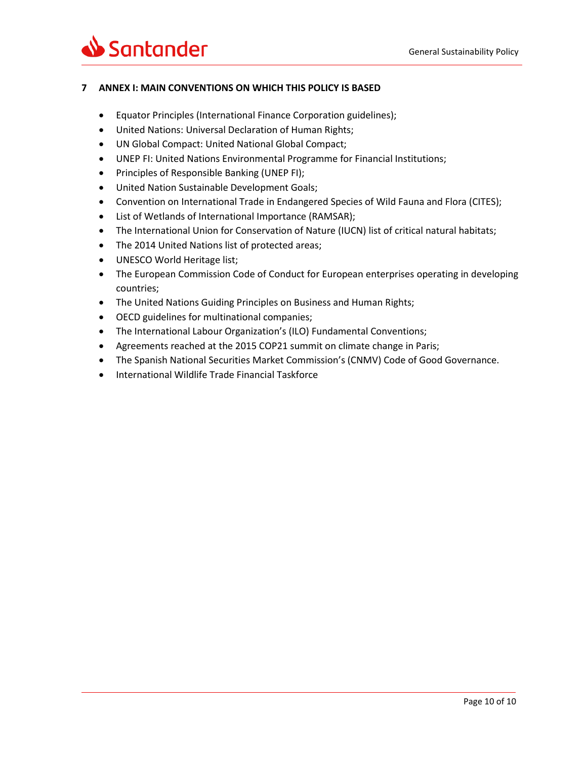## 7 ANNEX I: MAIN CONVENTIONS ON WHICH THIS POLICY IS BASED

- Equator Principles (International Finance Corporation guidelines);
- United Nations: Universal Declaration of Human Rights;
- UN Global Compact: United National Global Compact;
- UNEP FI: United Nations Environmental Programme for Financial Institutions;
- Principles of Responsible Banking (UNEP FI);
- United Nation Sustainable Development Goals;
- Convention on International Trade in Endangered Species of Wild Fauna and Flora (CITES);
- List of Wetlands of International Importance (RAMSAR);
- The International Union for Conservation of Nature (IUCN) list of critical natural habitats;
- The 2014 United Nations list of protected areas;
- UNESCO World Heritage list;
- The European Commission Code of Conduct for European enterprises operating in developing countries;
- The United Nations Guiding Principles on Business and Human Rights;
- OECD guidelines for multinational companies;
- The International Labour Organization's (ILO) Fundamental Conventions;
- Agreements reached at the 2015 COP21 summit on climate change in Paris;
- The Spanish National Securities Market Commission's (CNMV) Code of Good Governance.
- International Wildlife Trade Financial Taskforce